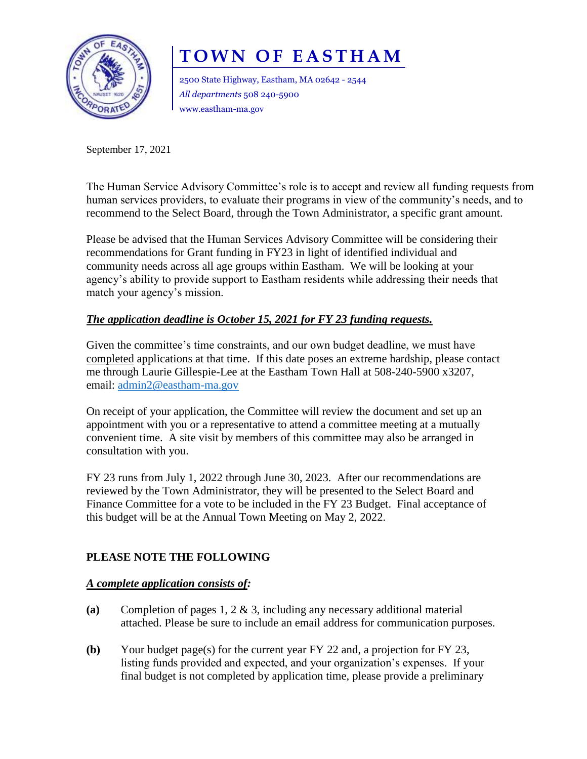# TOWN OF EASTHAM

2500 State Highway, Eastham, MA 02642 - 2544
*All departments* 508 240-5900
www.eastham-ma.gov

September 17, 2021

The Human Service Advisory Committee's role is to accept and review all funding requests from human services providers, to evaluate their programs in view of the community's needs, and to recommend to the Select Board, through the Town Administrator, a specific grant amount.

Please be advised that the Human Services Advisory Committee will be considering their recommendations for Grant funding in FY23 in light of identified individual and community needs across all age groups within Eastham. We will be looking at your agency's ability to provide support to Eastham residents while addressing their needs that match your agency's mission.

***The application deadline is October 15, 2021 for FY 23 funding requests.***

Given the committee's time constraints, and our own budget deadline, we must have completed applications at that time. If this date poses an extreme hardship, please contact me through Laurie Gillespie-Lee at the Eastham Town Hall at 508-240-5900 x3207, email: admin2@eastham-ma.gov

On receipt of your application, the Committee will review the document and set up an appointment with you or a representative to attend a committee meeting at a mutually convenient time. A site visit by members of this committee may also be arranged in consultation with you.

FY 23 runs from July 1, 2022 through June 30, 2023. After our recommendations are reviewed by the Town Administrator, they will be presented to the Select Board and Finance Committee for a vote to be included in the FY 23 Budget. Final acceptance of this budget will be at the Annual Town Meeting on May 2, 2022.

## PLEASE NOTE THE FOLLOWING

***A complete application consists of:***

**(a)** Completion of pages 1, 2 & 3, including any necessary additional material attached. Please be sure to include an email address for communication purposes.

**(b)** Your budget page(s) for the current year FY 22 and, a projection for FY 23, listing funds provided and expected, and your organization's expenses. If your final budget is not completed by application time, please provide a preliminary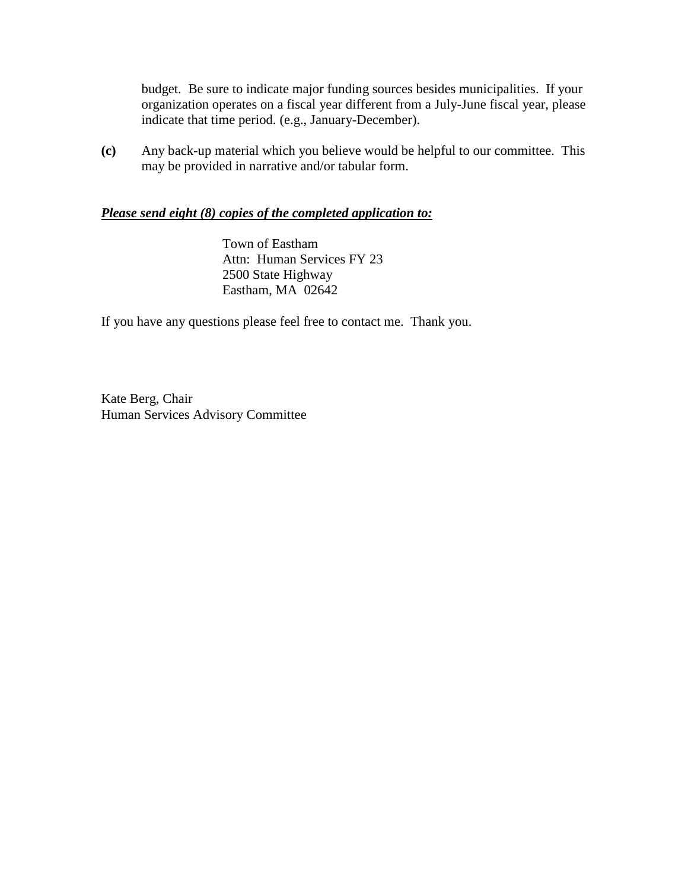budget. Be sure to indicate major funding sources besides municipalities. If your organization operates on a fiscal year different from a July-June fiscal year, please indicate that time period. (e.g., January-December).

**(c)** Any back-up material which you believe would be helpful to our committee. This may be provided in narrative and/or tabular form.

***Please send eight (8) copies of the completed application to:***

Town of Eastham
Attn: Human Services FY 23
2500 State Highway
Eastham, MA 02642

If you have any questions please feel free to contact me. Thank you.

Kate Berg, Chair
Human Services Advisory Committee